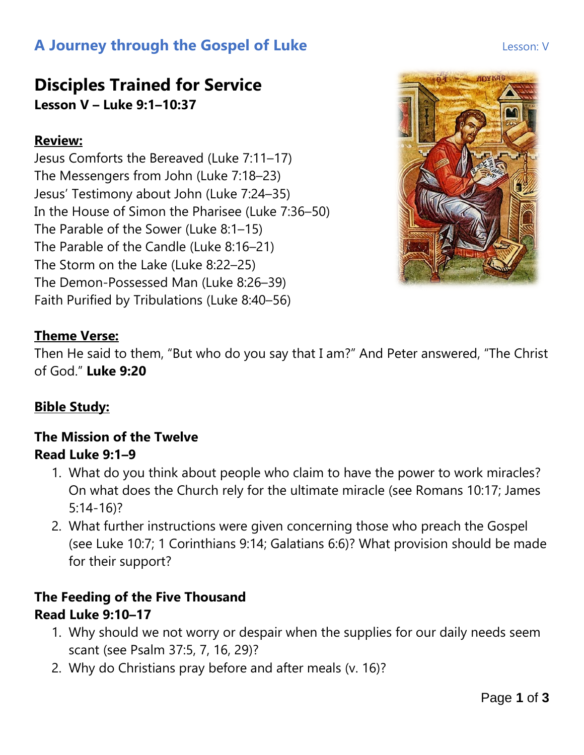# A Journey through the Gospel of Luke

Lesson: V

## Disciples Trained for Service

**Lesson V – Luke 9:1–10:37**

**Review:**

Jesus Comforts the Bereaved (Luke 7:11–17)
The Messengers from John (Luke 7:18–23)
Jesus' Testimony about John (Luke 7:24–35)
In the House of Simon the Pharisee (Luke 7:36–50)
The Parable of the Sower (Luke 8:1–15)
The Parable of the Candle (Luke 8:16–21)
The Storm on the Lake (Luke 8:22–25)
The Demon-Possessed Man (Luke 8:26–39)
Faith Purified by Tribulations (Luke 8:40–56)

**Theme Verse:**

Then He said to them, "But who do you say that I am?" And Peter answered, "The Christ of God." **Luke 9:20**

**Bible Study:**

### The Mission of the Twelve
**Read Luke 9:1–9**

1. What do you think about people who claim to have the power to work miracles? On what does the Church rely for the ultimate miracle (see Romans 10:17; James 5:14-16)?
2. What further instructions were given concerning those who preach the Gospel (see Luke 10:7; 1 Corinthians 9:14; Galatians 6:6)? What provision should be made for their support?

### The Feeding of the Five Thousand
**Read Luke 9:10–17**

1. Why should we not worry or despair when the supplies for our daily needs seem scant (see Psalm 37:5, 7, 16, 29)?
2. Why do Christians pray before and after meals (v. 16)?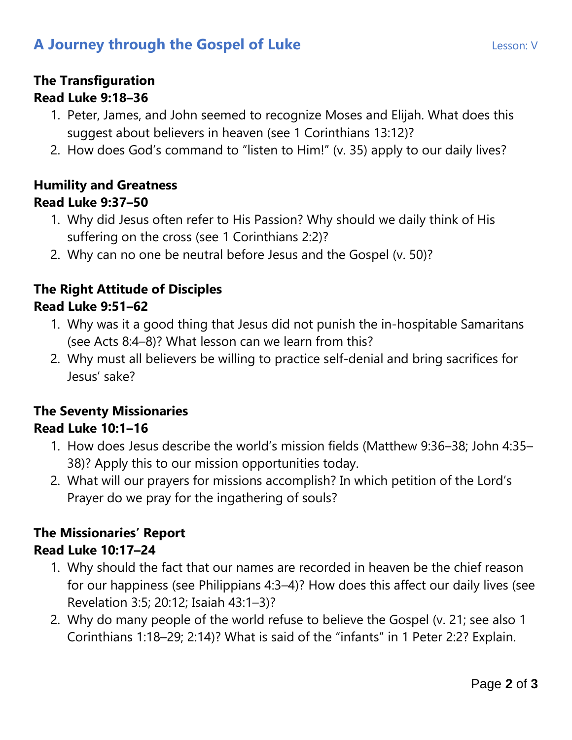### The Transfiguration

**Read Luke 9:18–36**

1. Peter, James, and John seemed to recognize Moses and Elijah. What does this suggest about believers in heaven (see 1 Corinthians 13:12)?
2. How does God's command to "listen to Him!" (v. 35) apply to our daily lives?

### Humility and Greatness

**Read Luke 9:37–50**

1. Why did Jesus often refer to His Passion? Why should we daily think of His suffering on the cross (see 1 Corinthians 2:2)?
2. Why can no one be neutral before Jesus and the Gospel (v. 50)?

### The Right Attitude of Disciples

**Read Luke 9:51–62**

1. Why was it a good thing that Jesus did not punish the in-hospitable Samaritans (see Acts 8:4–8)? What lesson can we learn from this?
2. Why must all believers be willing to practice self-denial and bring sacrifices for Jesus' sake?

### The Seventy Missionaries

**Read Luke 10:1–16**

1. How does Jesus describe the world's mission fields (Matthew 9:36–38; John 4:35–38)? Apply this to our mission opportunities today.
2. What will our prayers for missions accomplish? In which petition of the Lord's Prayer do we pray for the ingathering of souls?

### The Missionaries' Report

**Read Luke 10:17–24**

1. Why should the fact that our names are recorded in heaven be the chief reason for our happiness (see Philippians 4:3–4)? How does this affect our daily lives (see Revelation 3:5; 20:12; Isaiah 43:1–3)?
2. Why do many people of the world refuse to believe the Gospel (v. 21; see also 1 Corinthians 1:18–29; 2:14)? What is said of the "infants" in 1 Peter 2:2? Explain.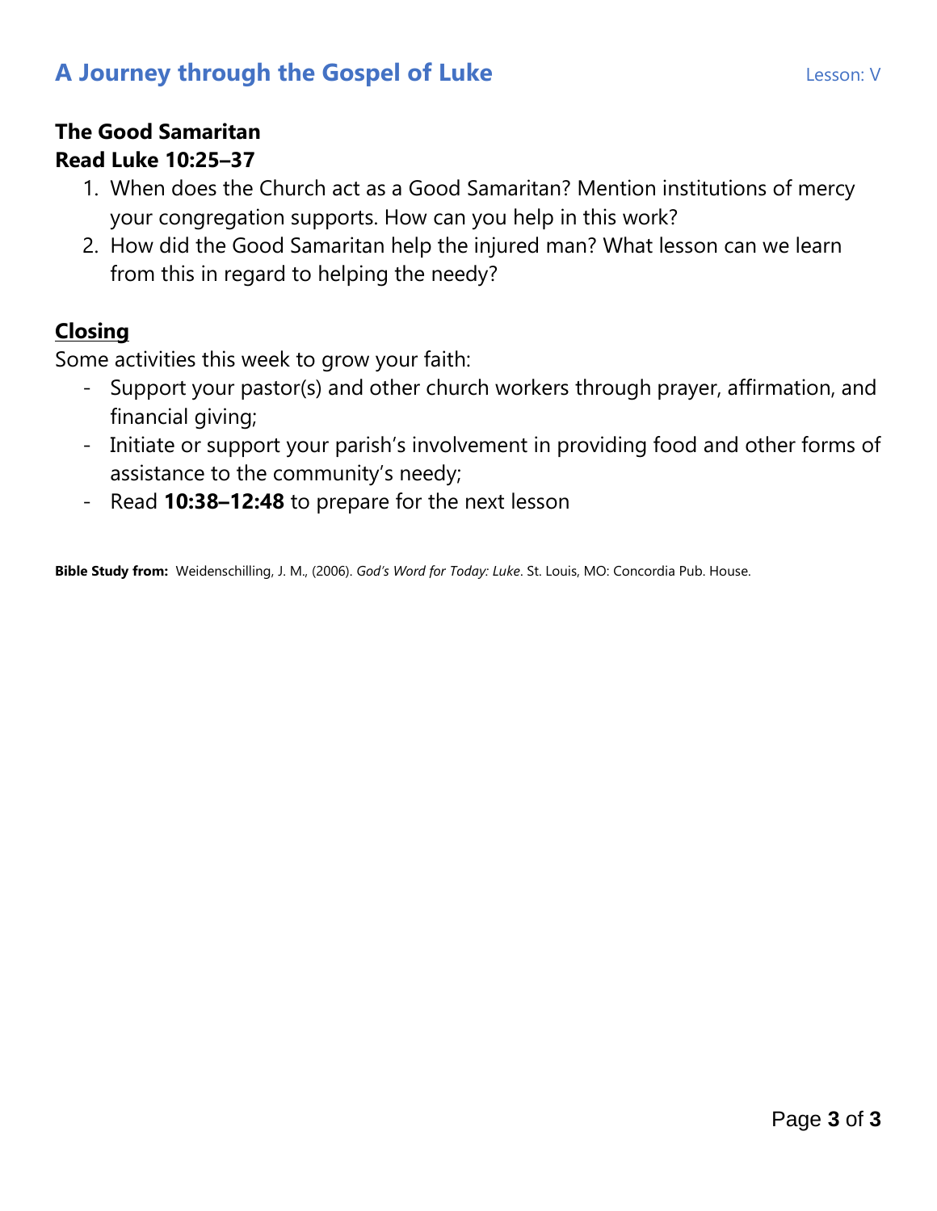**The Good Samaritan**
**Read Luke 10:25–37**

1. When does the Church act as a Good Samaritan? Mention institutions of mercy your congregation supports. How can you help in this work?
2. How did the Good Samaritan help the injured man? What lesson can we learn from this in regard to helping the needy?

## Closing

Some activities this week to grow your faith:

- Support your pastor(s) and other church workers through prayer, affirmation, and financial giving;
- Initiate or support your parish's involvement in providing food and other forms of assistance to the community's needy;
- Read **10:38–12:48** to prepare for the next lesson

**Bible Study from:** Weidenschilling, J. M., (2006). *God's Word for Today: Luke*. St. Louis, MO: Concordia Pub. House.